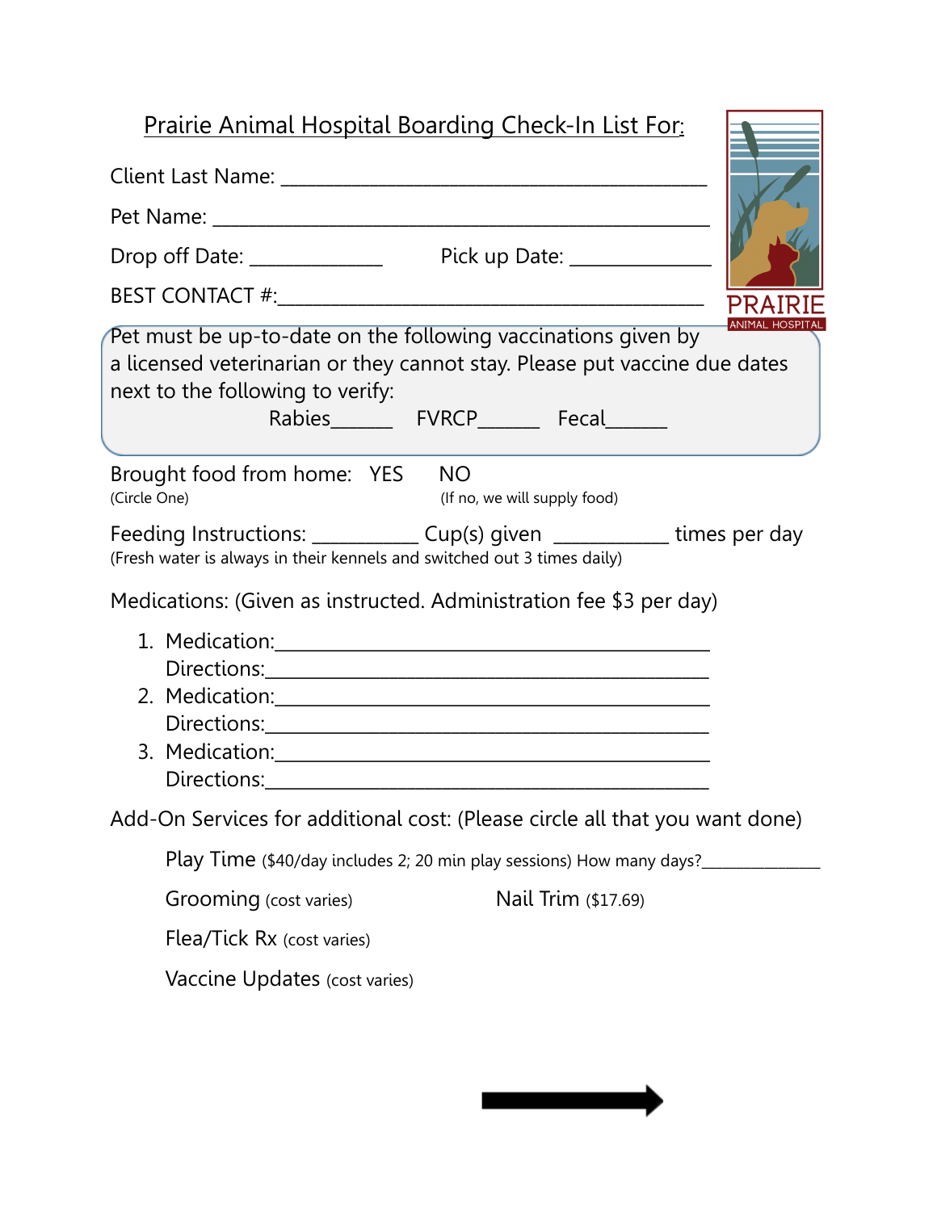# Prairie Animal Hospital Boarding Check-In List For:

PRAIRIE ANIMAL HOSPITAL

Client Last Name: ________________________________________

Pet Name: ________________________________________

Drop off Date: ____________ Pick up Date: ____________

BEST CONTACT #:________________________________________

Pet must be up-to-date on the following vaccinations given by a licensed veterinarian or they cannot stay. Please put vaccine due dates next to the following to verify:

Rabies______ FVRCP______ Fecal______

Brought food from home: YES NO
(Circle One) (If no, we will supply food)

Feeding Instructions: __________ Cup(s) given ___________ times per day
(Fresh water is always in their kennels and switched out 3 times daily)

Medications: (Given as instructed. Administration fee $3 per day)

1. Medication:________________________________________
   Directions:________________________________________
2. Medication:________________________________________
   Directions:________________________________________
3. Medication:________________________________________
   Directions:________________________________________

Add-On Services for additional cost: (Please circle all that you want done)

Play Time ($40/day includes 2; 20 min play sessions) How many days?_____________

Grooming (cost varies) Nail Trim ($17.69)

Flea/Tick Rx (cost varies)

Vaccine Updates (cost varies)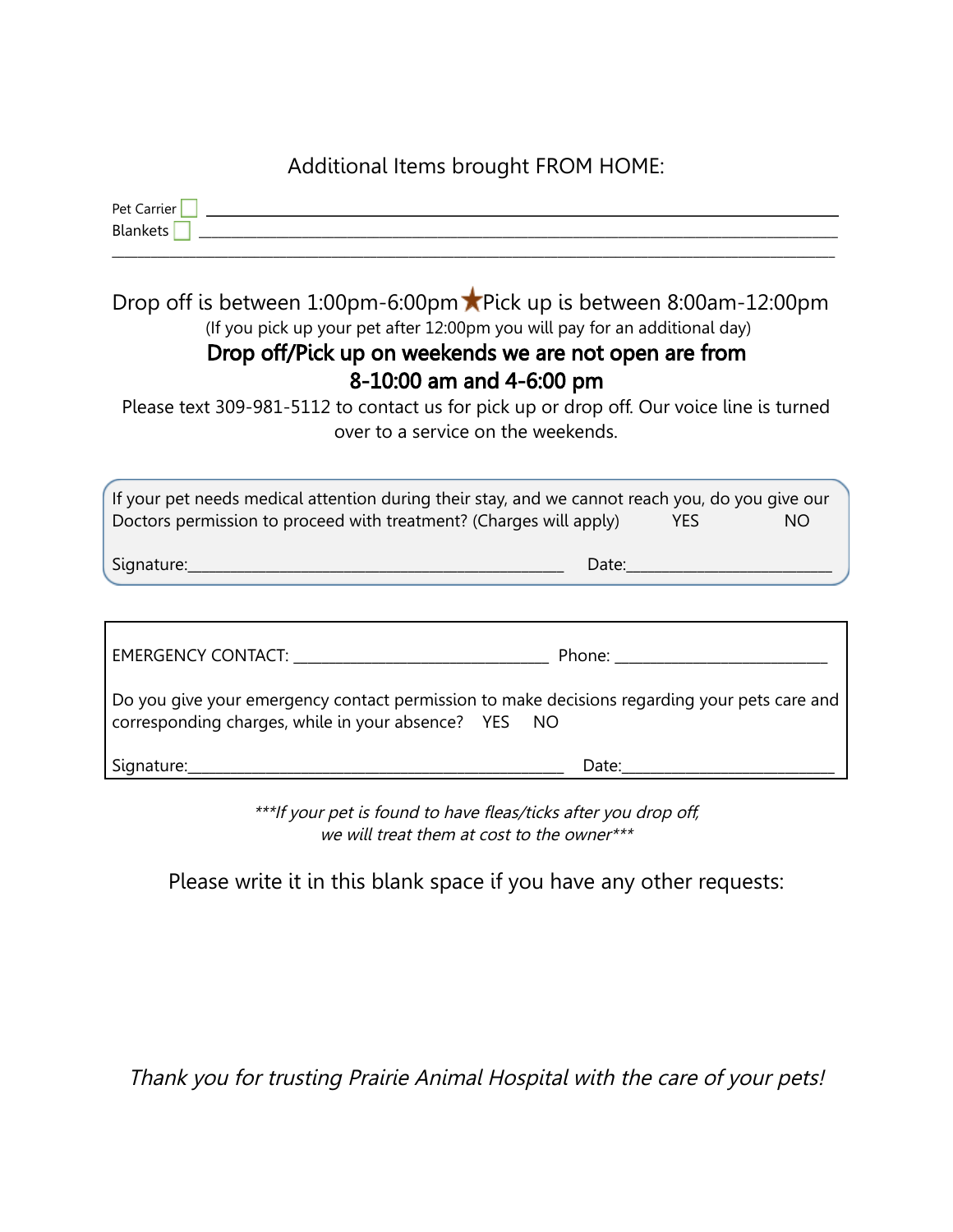Additional Items brought FROM HOME:

Pet Carrier ☐ ______________________________________________________________________

Blankets ☐ ________________________________________________________________________

___________________________________________________________________________________

Drop off is between 1:00pm-6:00pm ★ Pick up is between 8:00am-12:00pm

(If you pick up your pet after 12:00pm you will pay for an additional day)

**Drop off/Pick up on weekends we are not open are from 8-10:00 am and 4-6:00 pm**

Please text 309-981-5112 to contact us for pick up or drop off. Our voice line is turned over to a service on the weekends.

If your pet needs medical attention during their stay, and we cannot reach you, do you give our Doctors permission to proceed with treatment? (Charges will apply) YES NO

Signature:_______________________________________ Date:_____________________

EMERGENCY CONTACT: ____________________________ Phone: ________________________

Do you give your emergency contact permission to make decisions regarding your pets care and corresponding charges, while in your absence? YES NO

Signature:_______________________________________ Date:_____________________

****If your pet is found to have fleas/ticks after you drop off, we will treat them at cost to the owner****

Please write it in this blank space if you have any other requests:

*Thank you for trusting Prairie Animal Hospital with the care of your pets!*